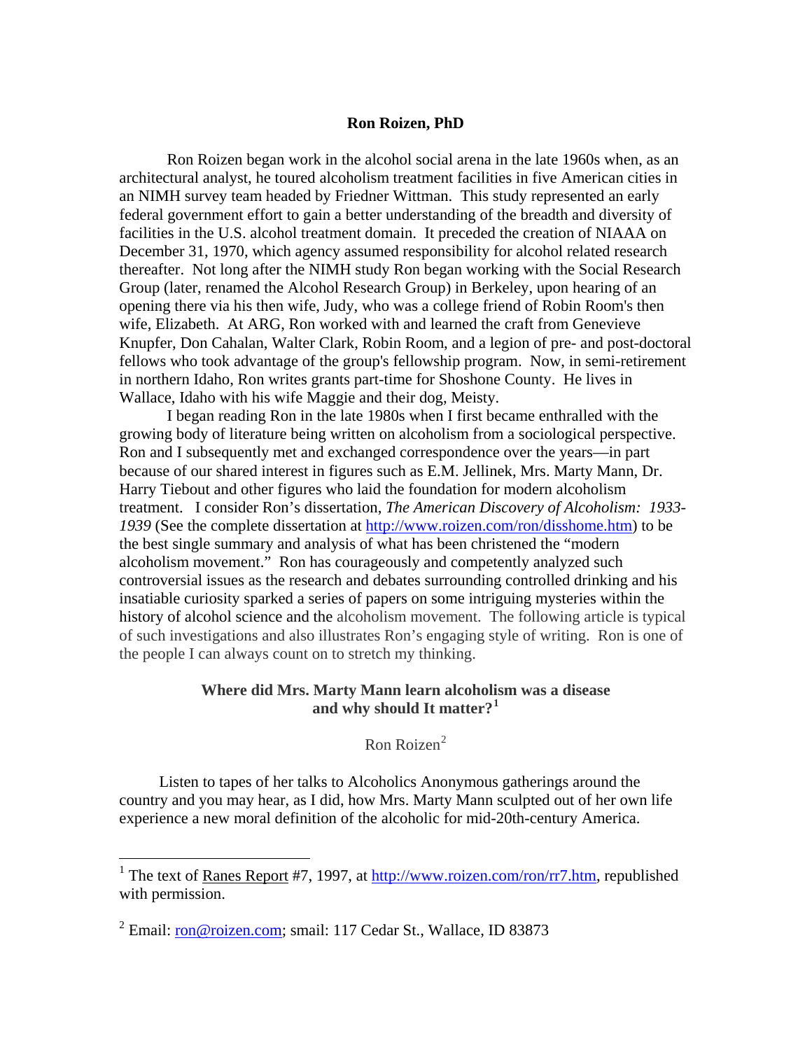# Ron Roizen, PhD

Ron Roizen began work in the alcohol social arena in the late 1960s when, as an architectural analyst, he toured alcoholism treatment facilities in five American cities in an NIMH survey team headed by Friedner Wittman. This study represented an early federal government effort to gain a better understanding of the breadth and diversity of facilities in the U.S. alcohol treatment domain. It preceded the creation of NIAAA on December 31, 1970, which agency assumed responsibility for alcohol related research thereafter. Not long after the NIMH study Ron began working with the Social Research Group (later, renamed the Alcohol Research Group) in Berkeley, upon hearing of an opening there via his then wife, Judy, who was a college friend of Robin Room's then wife, Elizabeth. At ARG, Ron worked with and learned the craft from Genevieve Knupfer, Don Cahalan, Walter Clark, Robin Room, and a legion of pre- and post-doctoral fellows who took advantage of the group's fellowship program. Now, in semi-retirement in northern Idaho, Ron writes grants part-time for Shoshone County. He lives in Wallace, Idaho with his wife Maggie and their dog, Meisty.

I began reading Ron in the late 1980s when I first became enthralled with the growing body of literature being written on alcoholism from a sociological perspective. Ron and I subsequently met and exchanged correspondence over the years—in part because of our shared interest in figures such as E.M. Jellinek, Mrs. Marty Mann, Dr. Harry Tiebout and other figures who laid the foundation for modern alcoholism treatment. I consider Ron's dissertation, *The American Discovery of Alcoholism: 1933-1939* (See the complete dissertation at http://www.roizen.com/ron/disshome.htm) to be the best single summary and analysis of what has been christened the "modern alcoholism movement." Ron has courageously and competently analyzed such controversial issues as the research and debates surrounding controlled drinking and his insatiable curiosity sparked a series of papers on some intriguing mysteries within the history of alcohol science and the alcoholism movement. The following article is typical of such investigations and also illustrates Ron's engaging style of writing. Ron is one of the people I can always count on to stretch my thinking.

## Where did Mrs. Marty Mann learn alcoholism was a disease and why should It matter?[1]

Ron Roizen[2]

Listen to tapes of her talks to Alcoholics Anonymous gatherings around the country and you may hear, as I did, how Mrs. Marty Mann sculpted out of her own life experience a new moral definition of the alcoholic for mid-20th-century America.

---

[1] The text of Ranes Report #7, 1997, at http://www.roizen.com/ron/rr7.htm, republished with permission.

[2] Email: ron@roizen.com; smail: 117 Cedar St., Wallace, ID 83873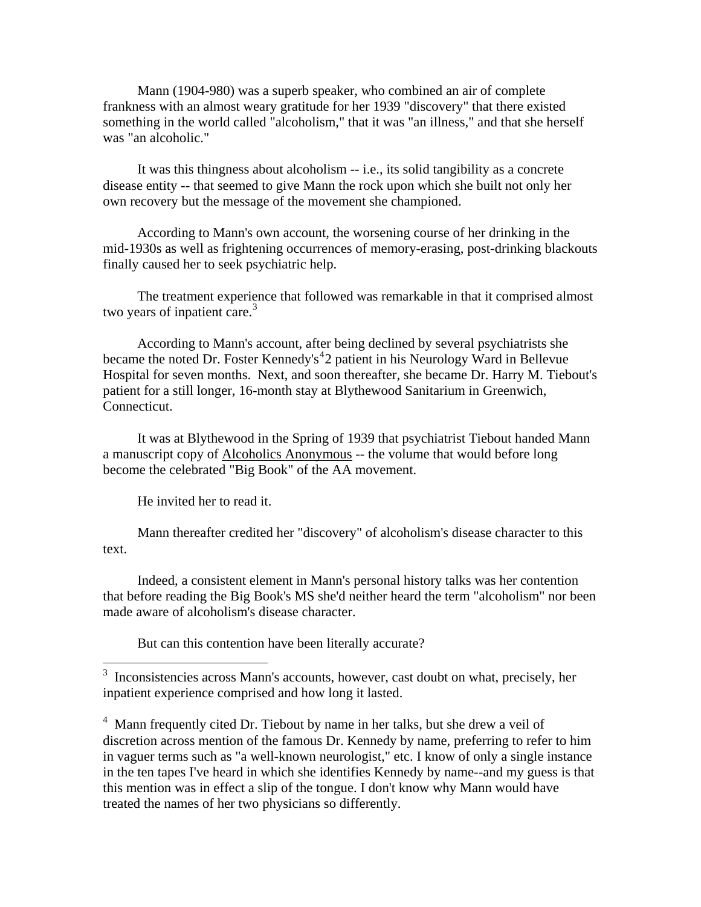Mann (1904-980) was a superb speaker, who combined an air of complete frankness with an almost weary gratitude for her 1939 "discovery" that there existed something in the world called "alcoholism," that it was "an illness," and that she herself was "an alcoholic."

It was this thingness about alcoholism -- i.e., its solid tangibility as a concrete disease entity -- that seemed to give Mann the rock upon which she built not only her own recovery but the message of the movement she championed.

According to Mann's own account, the worsening course of her drinking in the mid-1930s as well as frightening occurrences of memory-erasing, post-drinking blackouts finally caused her to seek psychiatric help.

The treatment experience that followed was remarkable in that it comprised almost two years of inpatient care.[3]

According to Mann's account, after being declined by several psychiatrists she became the noted Dr. Foster Kennedy's[4]2 patient in his Neurology Ward in Bellevue Hospital for seven months. Next, and soon thereafter, she became Dr. Harry M. Tiebout's patient for a still longer, 16-month stay at Blythewood Sanitarium in Greenwich, Connecticut.

It was at Blythewood in the Spring of 1939 that psychiatrist Tiebout handed Mann a manuscript copy of Alcoholics Anonymous -- the volume that would before long become the celebrated "Big Book" of the AA movement.

He invited her to read it.

Mann thereafter credited her "discovery" of alcoholism's disease character to this text.

Indeed, a consistent element in Mann's personal history talks was her contention that before reading the Big Book's MS she'd neither heard the term "alcoholism" nor been made aware of alcoholism's disease character.

But can this contention have been literally accurate?

---

[3] Inconsistencies across Mann's accounts, however, cast doubt on what, precisely, her inpatient experience comprised and how long it lasted.

[4] Mann frequently cited Dr. Tiebout by name in her talks, but she drew a veil of discretion across mention of the famous Dr. Kennedy by name, preferring to refer to him in vaguer terms such as "a well-known neurologist," etc. I know of only a single instance in the ten tapes I've heard in which she identifies Kennedy by name--and my guess is that this mention was in effect a slip of the tongue. I don't know why Mann would have treated the names of her two physicians so differently.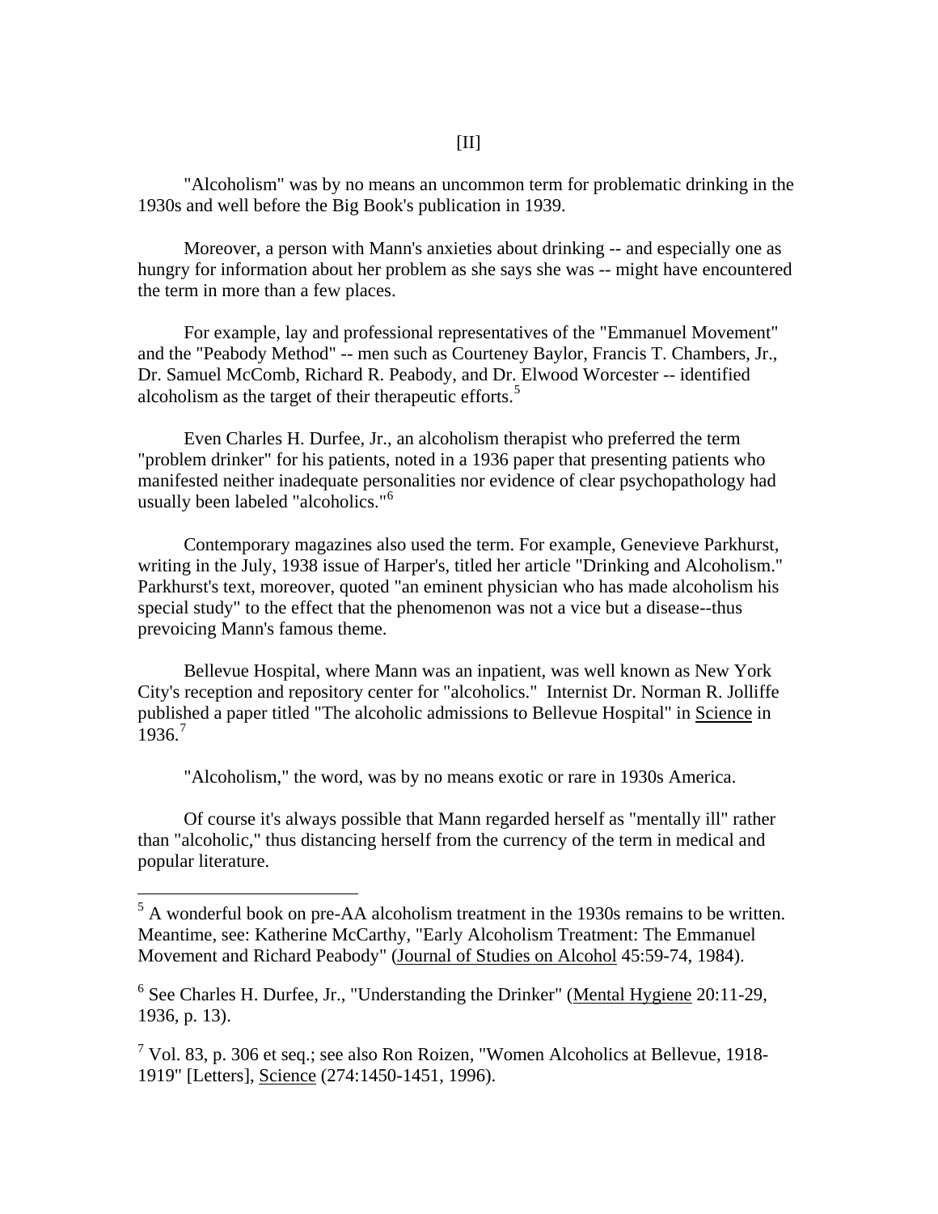[II]

"Alcoholism" was by no means an uncommon term for problematic drinking in the 1930s and well before the Big Book's publication in 1939.

Moreover, a person with Mann's anxieties about drinking -- and especially one as hungry for information about her problem as she says she was -- might have encountered the term in more than a few places.

For example, lay and professional representatives of the "Emmanuel Movement" and the "Peabody Method" -- men such as Courteney Baylor, Francis T. Chambers, Jr., Dr. Samuel McComb, Richard R. Peabody, and Dr. Elwood Worcester -- identified alcoholism as the target of their therapeutic efforts.[5]

Even Charles H. Durfee, Jr., an alcoholism therapist who preferred the term "problem drinker" for his patients, noted in a 1936 paper that presenting patients who manifested neither inadequate personalities nor evidence of clear psychopathology had usually been labeled "alcoholics."[6]

Contemporary magazines also used the term. For example, Genevieve Parkhurst, writing in the July, 1938 issue of Harper's, titled her article "Drinking and Alcoholism." Parkhurst's text, moreover, quoted "an eminent physician who has made alcoholism his special study" to the effect that the phenomenon was not a vice but a disease--thus prevoicing Mann's famous theme.

Bellevue Hospital, where Mann was an inpatient, was well known as New York City's reception and repository center for "alcoholics." Internist Dr. Norman R. Jolliffe published a paper titled "The alcoholic admissions to Bellevue Hospital" in Science in 1936.[7]

"Alcoholism," the word, was by no means exotic or rare in 1930s America.

Of course it's always possible that Mann regarded herself as "mentally ill" rather than "alcoholic," thus distancing herself from the currency of the term in medical and popular literature.

---

[5] A wonderful book on pre-AA alcoholism treatment in the 1930s remains to be written. Meantime, see: Katherine McCarthy, "Early Alcoholism Treatment: The Emmanuel Movement and Richard Peabody" (Journal of Studies on Alcohol 45:59-74, 1984).

[6] See Charles H. Durfee, Jr., "Understanding the Drinker" (Mental Hygiene 20:11-29, 1936, p. 13).

[7] Vol. 83, p. 306 et seq.; see also Ron Roizen, "Women Alcoholics at Bellevue, 1918-1919" [Letters], Science (274:1450-1451, 1996).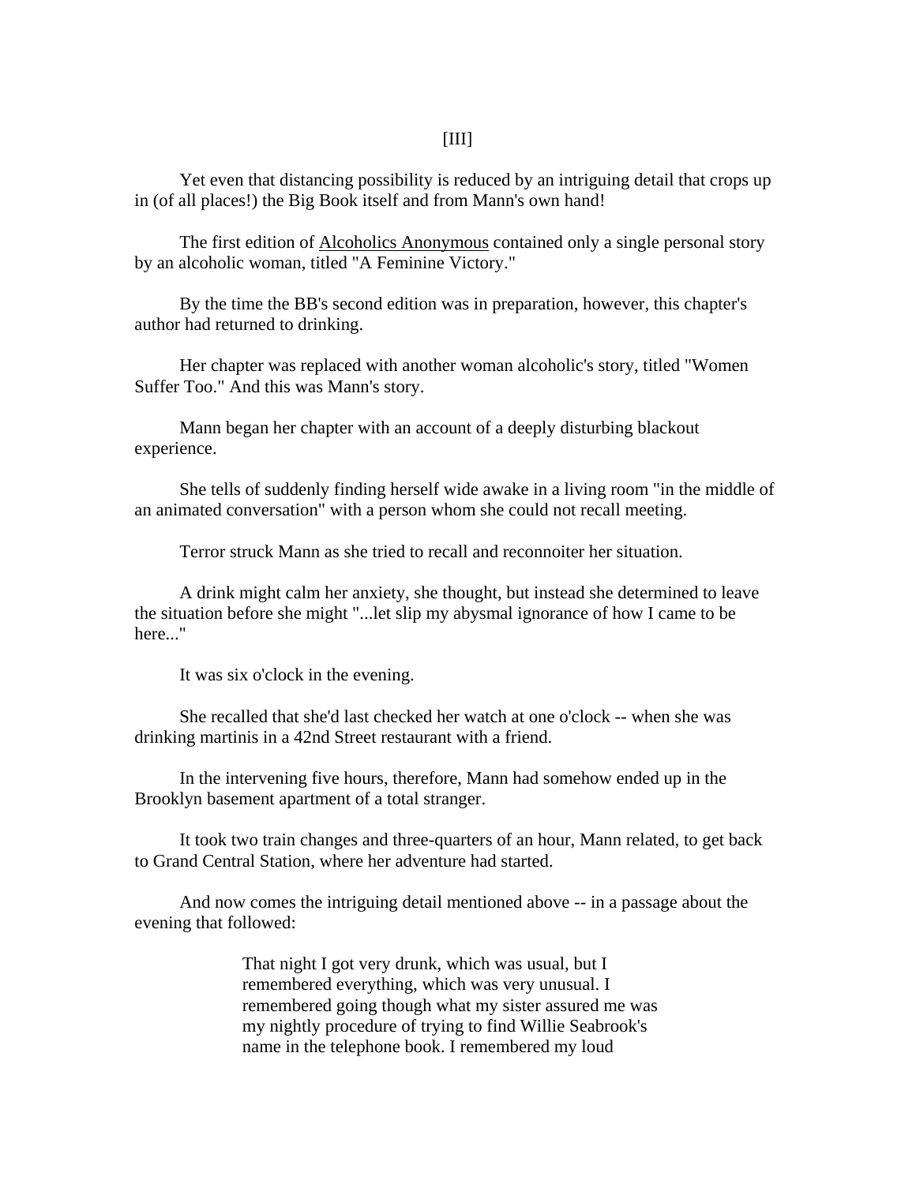[III]

Yet even that distancing possibility is reduced by an intriguing detail that crops up in (of all places!) the Big Book itself and from Mann's own hand!

The first edition of Alcoholics Anonymous contained only a single personal story by an alcoholic woman, titled "A Feminine Victory."

By the time the BB's second edition was in preparation, however, this chapter's author had returned to drinking.

Her chapter was replaced with another woman alcoholic's story, titled "Women Suffer Too." And this was Mann's story.

Mann began her chapter with an account of a deeply disturbing blackout experience.

She tells of suddenly finding herself wide awake in a living room "in the middle of an animated conversation" with a person whom she could not recall meeting.

Terror struck Mann as she tried to recall and reconnoiter her situation.

A drink might calm her anxiety, she thought, but instead she determined to leave the situation before she might "...let slip my abysmal ignorance of how I came to be here..."

It was six o'clock in the evening.

She recalled that she'd last checked her watch at one o'clock -- when she was drinking martinis in a 42nd Street restaurant with a friend.

In the intervening five hours, therefore, Mann had somehow ended up in the Brooklyn basement apartment of a total stranger.

It took two train changes and three-quarters of an hour, Mann related, to get back to Grand Central Station, where her adventure had started.

And now comes the intriguing detail mentioned above -- in a passage about the evening that followed:

> That night I got very drunk, which was usual, but I remembered everything, which was very unusual. I remembered going though what my sister assured me was my nightly procedure of trying to find Willie Seabrook's name in the telephone book. I remembered my loud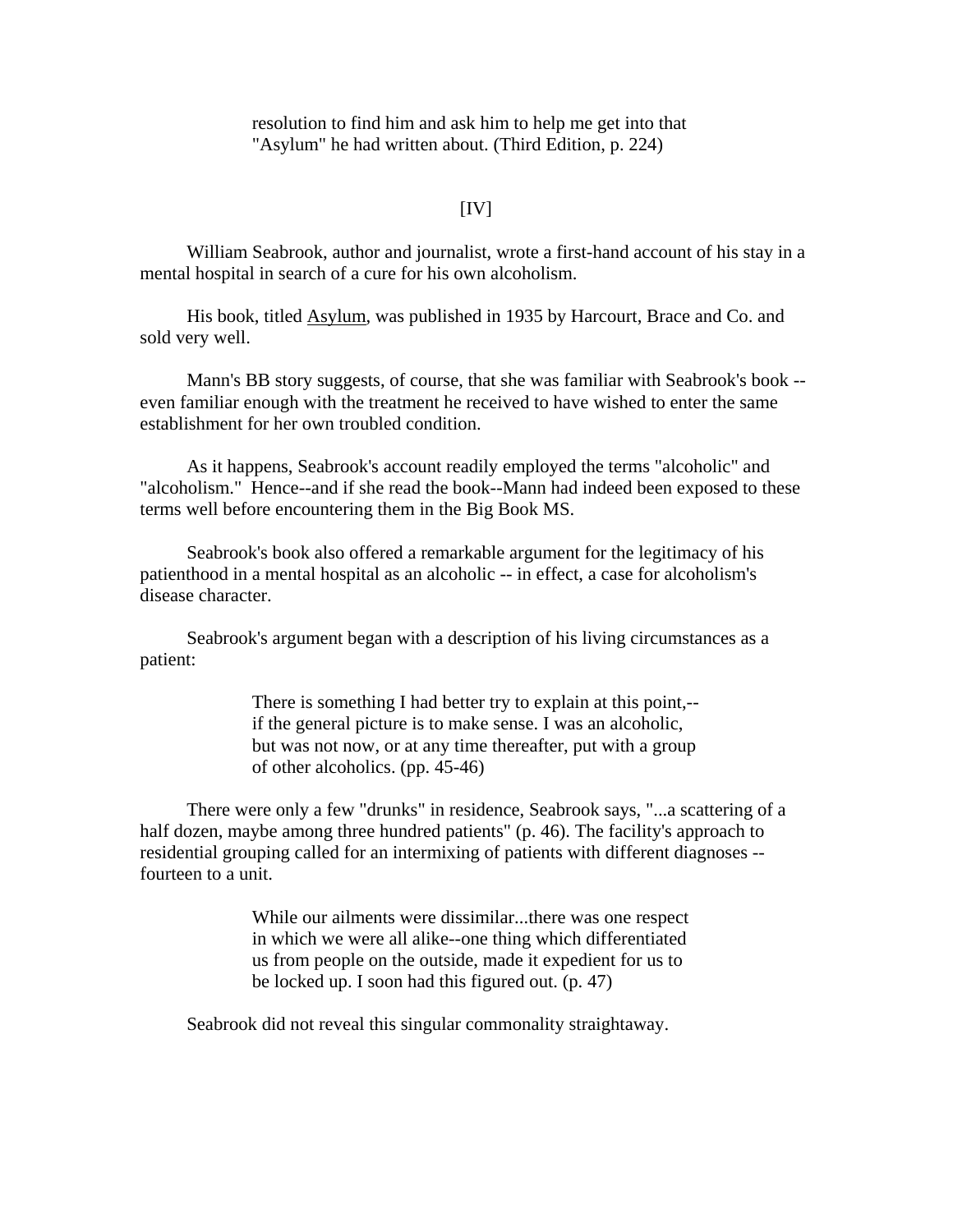> resolution to find him and ask him to help me get into that "Asylum" he had written about. (Third Edition, p. 224)

[IV]

William Seabrook, author and journalist, wrote a first-hand account of his stay in a mental hospital in search of a cure for his own alcoholism.

His book, titled Asylum, was published in 1935 by Harcourt, Brace and Co. and sold very well.

Mann's BB story suggests, of course, that she was familiar with Seabrook's book -- even familiar enough with the treatment he received to have wished to enter the same establishment for her own troubled condition.

As it happens, Seabrook's account readily employed the terms "alcoholic" and "alcoholism." Hence--and if she read the book--Mann had indeed been exposed to these terms well before encountering them in the Big Book MS.

Seabrook's book also offered a remarkable argument for the legitimacy of his patienthood in a mental hospital as an alcoholic -- in effect, a case for alcoholism's disease character.

Seabrook's argument began with a description of his living circumstances as a patient:

> There is something I had better try to explain at this point,--if the general picture is to make sense. I was an alcoholic, but was not now, or at any time thereafter, put with a group of other alcoholics. (pp. 45-46)

There were only a few "drunks" in residence, Seabrook says, "...a scattering of a half dozen, maybe among three hundred patients" (p. 46). The facility's approach to residential grouping called for an intermixing of patients with different diagnoses -- fourteen to a unit.

> While our ailments were dissimilar...there was one respect in which we were all alike--one thing which differentiated us from people on the outside, made it expedient for us to be locked up. I soon had this figured out. (p. 47)

Seabrook did not reveal this singular commonality straightaway.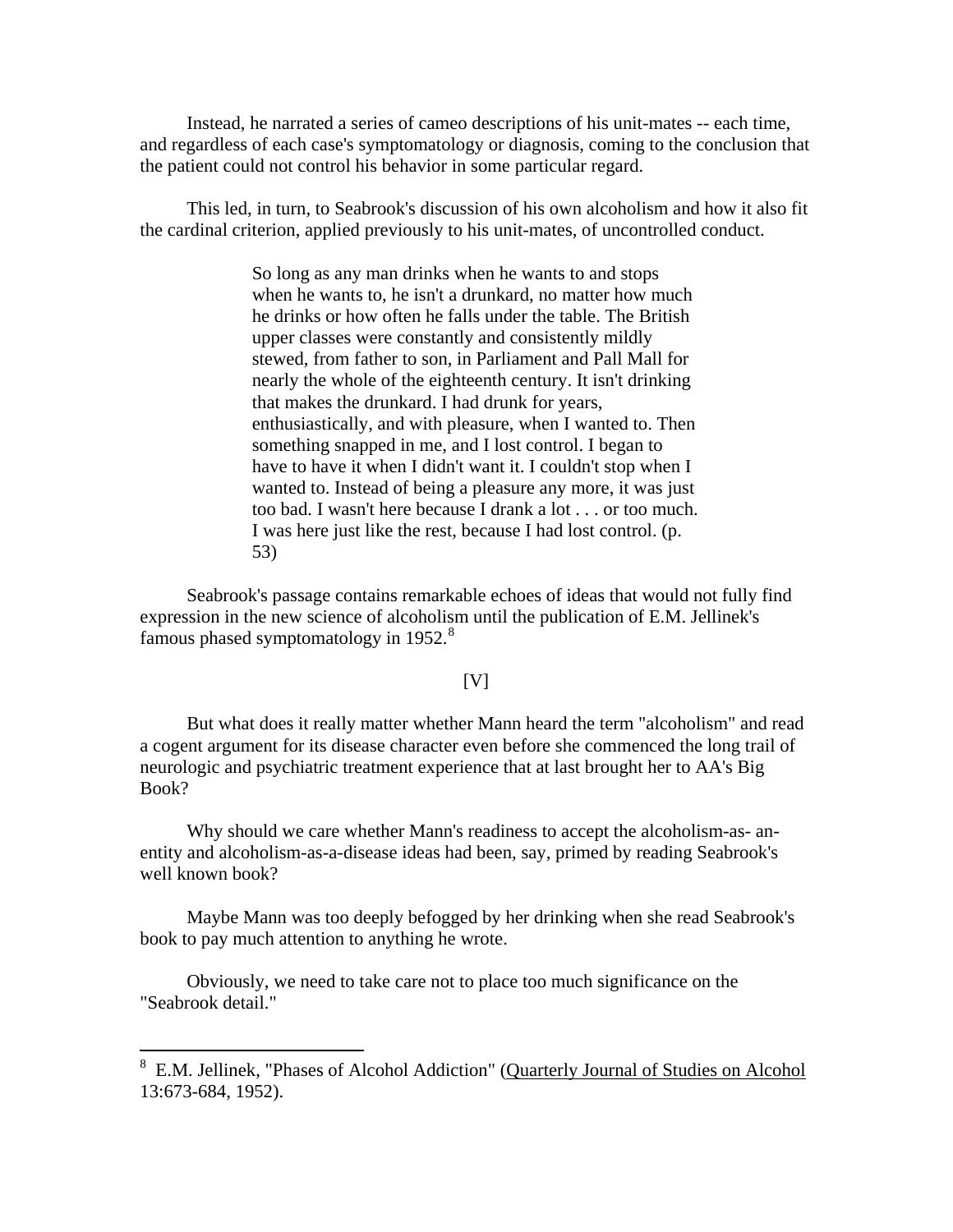Instead, he narrated a series of cameo descriptions of his unit-mates -- each time, and regardless of each case's symptomatology or diagnosis, coming to the conclusion that the patient could not control his behavior in some particular regard.

This led, in turn, to Seabrook's discussion of his own alcoholism and how it also fit the cardinal criterion, applied previously to his unit-mates, of uncontrolled conduct.

> So long as any man drinks when he wants to and stops when he wants to, he isn't a drunkard, no matter how much he drinks or how often he falls under the table. The British upper classes were constantly and consistently mildly stewed, from father to son, in Parliament and Pall Mall for nearly the whole of the eighteenth century. It isn't drinking that makes the drunkard. I had drunk for years, enthusiastically, and with pleasure, when I wanted to. Then something snapped in me, and I lost control. I began to have to have it when I didn't want it. I couldn't stop when I wanted to. Instead of being a pleasure any more, it was just too bad. I wasn't here because I drank a lot . . . or too much. I was here just like the rest, because I had lost control. (p. 53)

Seabrook's passage contains remarkable echoes of ideas that would not fully find expression in the new science of alcoholism until the publication of E.M. Jellinek's famous phased symptomatology in 1952.[8]

[V]

But what does it really matter whether Mann heard the term "alcoholism" and read a cogent argument for its disease character even before she commenced the long trail of neurologic and psychiatric treatment experience that at last brought her to AA's Big Book?

Why should we care whether Mann's readiness to accept the alcoholism-as- an-entity and alcoholism-as-a-disease ideas had been, say, primed by reading Seabrook's well known book?

Maybe Mann was too deeply befogged by her drinking when she read Seabrook's book to pay much attention to anything he wrote.

Obviously, we need to take care not to place too much significance on the "Seabrook detail."

---

[8] E.M. Jellinek, "Phases of Alcohol Addiction" (Quarterly Journal of Studies on Alcohol 13:673-684, 1952).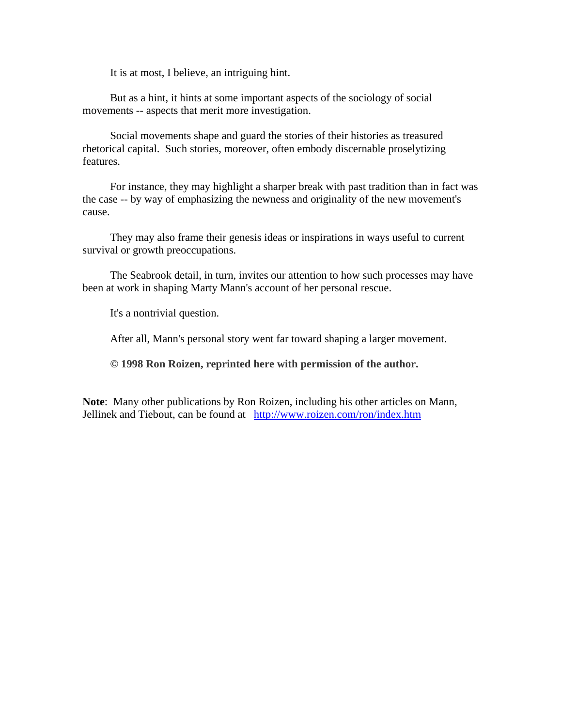It is at most, I believe, an intriguing hint.

But as a hint, it hints at some important aspects of the sociology of social movements -- aspects that merit more investigation.

Social movements shape and guard the stories of their histories as treasured rhetorical capital. Such stories, moreover, often embody discernable proselytizing features.

For instance, they may highlight a sharper break with past tradition than in fact was the case -- by way of emphasizing the newness and originality of the new movement's cause.

They may also frame their genesis ideas or inspirations in ways useful to current survival or growth preoccupations.

The Seabrook detail, in turn, invites our attention to how such processes may have been at work in shaping Marty Mann's account of her personal rescue.

It's a nontrivial question.

After all, Mann's personal story went far toward shaping a larger movement.

**© 1998 Ron Roizen, reprinted here with permission of the author.**

**Note**: Many other publications by Ron Roizen, including his other articles on Mann, Jellinek and Tiebout, can be found at [http://www.roizen.com/ron/index.htm](http://www.roizen.com/ron/index.htm)